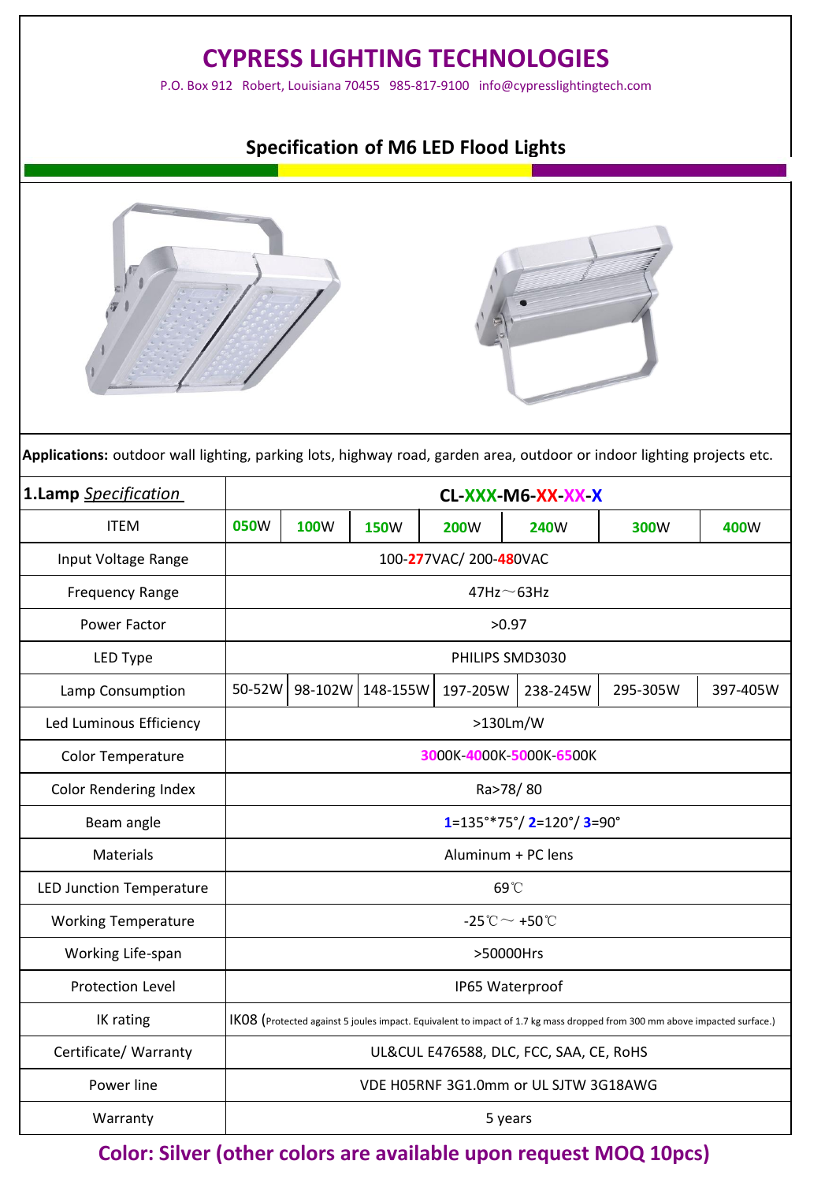# CYPRESS LIGHTING TECHNOLOGIES

P.O. Box 912 Robert, Louisiana 70455 985-817-9100 info@cypresslightingtech.com

## Specification of M6 LED Flood Lights

**Applications:** outdoor wall lighting, parking lots, highway road, garden area, outdoor or indoor lighting projects etc.

| **1.Lamp** ***Specification*** | **CL-XXX-M6-XX-XX-X** | | | | | | |
|---|---|---|---|---|---|---|---|
| ITEM | **050**W | **100**W | **150**W | **200**W | **240**W | **300**W | **400**W |
| Input Voltage Range | 100-277VAC/ 200-480VAC | | | | | | |
| Frequency Range | 47Hz～63Hz | | | | | | |
| Power Factor | >0.97 | | | | | | |
| LED Type | PHILIPS SMD3030 | | | | | | |
| Lamp Consumption | 50-52W | 98-102W | 148-155W | 197-205W | 238-245W | 295-305W | 397-405W |
| Led Luminous Efficiency | >130Lm/W | | | | | | |
| Color Temperature | 3000K-4000K-5000K-6500K | | | | | | |
| Color Rendering Index | Ra>78/ 80 | | | | | | |
| Beam angle | 1=135°*75°/ 2=120°/ 3=90° | | | | | | |
| Materials | Aluminum + PC lens | | | | | | |
| LED Junction Temperature | 69℃ | | | | | | |
| Working Temperature | -25℃～ +50℃ | | | | | | |
| Working Life-span | >50000Hrs | | | | | | |
| Protection Level | IP65 Waterproof | | | | | | |
| IK rating | IK08 (Protected against 5 joules impact. Equivalent to impact of 1.7 kg mass dropped from 300 mm above impacted surface.) | | | | | | |
| Certificate/ Warranty | UL&CUL E476588, DLC, FCC, SAA, CE, RoHS | | | | | | |
| Power line | VDE H05RNF 3G1.0mm or UL SJTW 3G18AWG | | | | | | |
| Warranty | 5 years | | | | | | |

**Color: Silver (other colors are available upon request MOQ 10pcs)**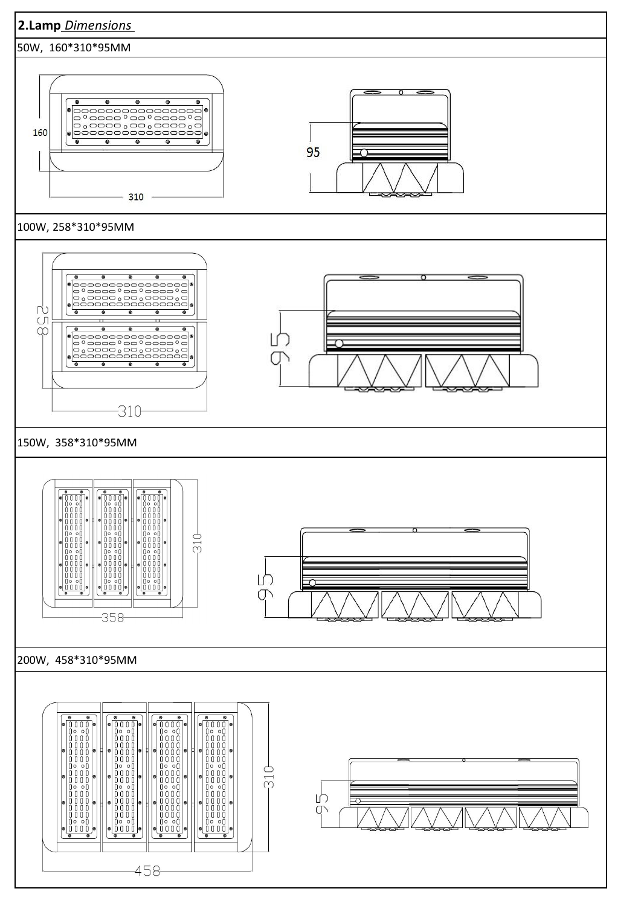## 2.Lamp *Dimensions*

50W, 160*310*95MM

100W, 258*310*95MM

150W, 358*310*95MM

200W, 458*310*95MM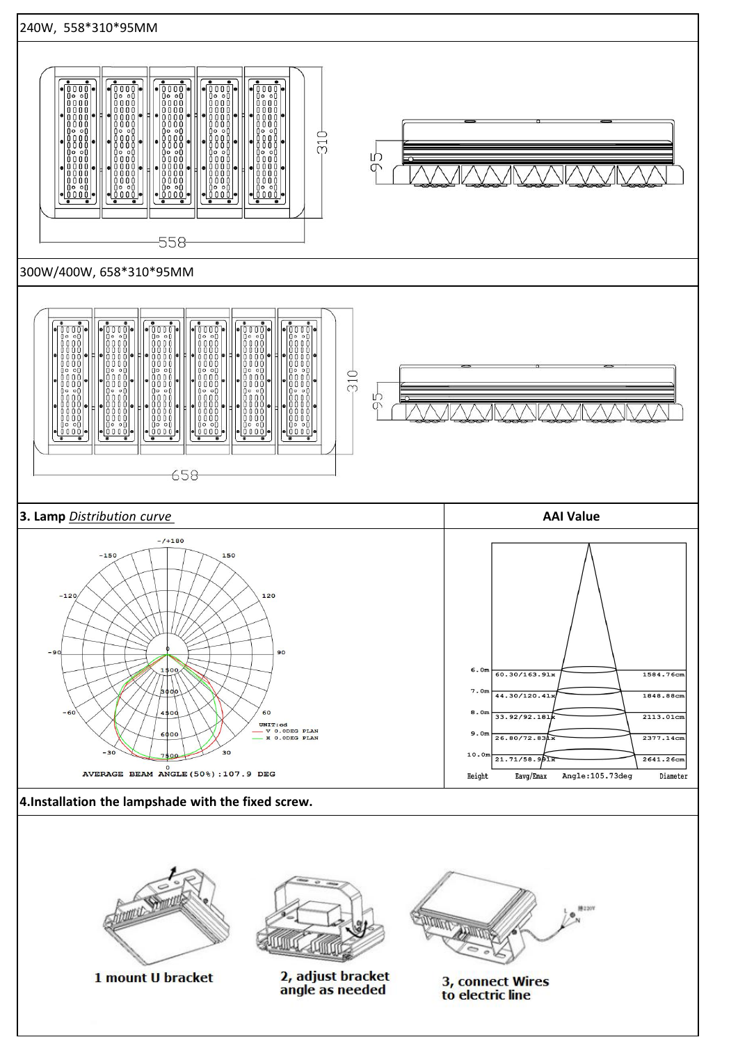240W, 558*310*95MM

300W/400W, 658*310*95MM

| **3. Lamp** ***Distribution curve*** | **AAI Value** |
|---|---|
| AVERAGE BEAM ANGLE(50%):107.9 DEG | |

**4.Installation the lampshade with the fixed screw.**

1 mount U bracket

2, adjust bracket angle as needed

3, connect Wires to electric line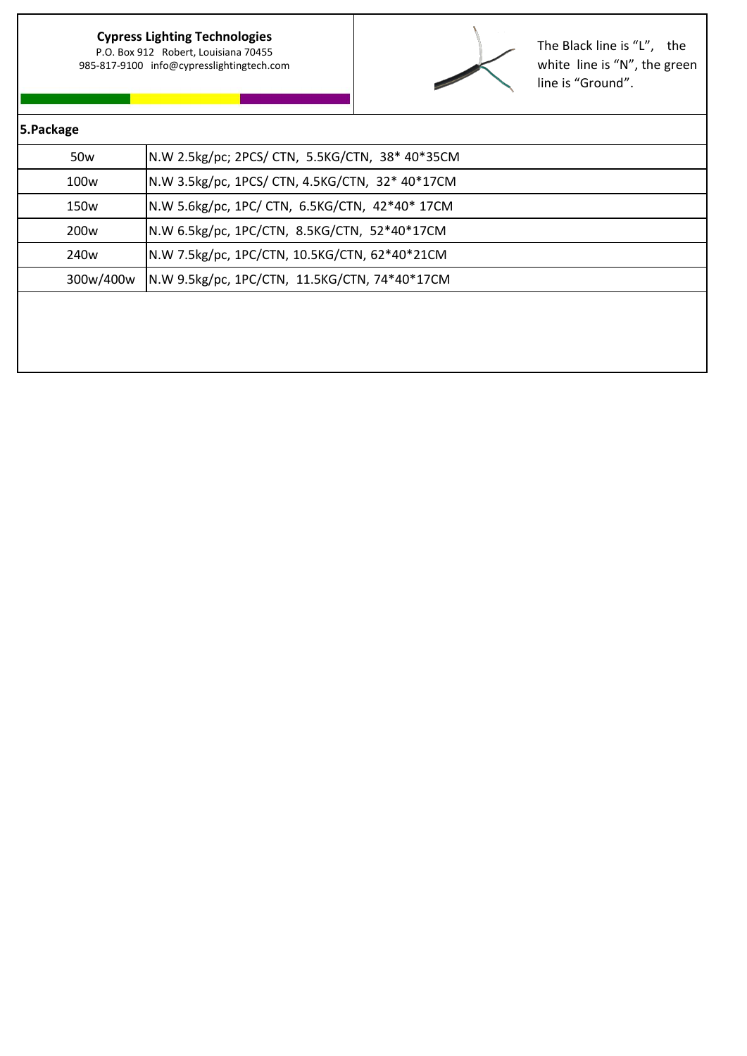**Cypress Lighting Technologies**
P.O. Box 912 Robert, Louisiana 70455
985-817-9100 info@cypresslightingtech.com

The Black line is “L”, the white line is “N”, the green line is “Ground”.

## 5.Package

| | |
|---|---|
| 50w | N.W 2.5kg/pc; 2PCS/ CTN, 5.5KG/CTN, 38* 40*35CM |
| 100w | N.W 3.5kg/pc, 1PCS/ CTN, 4.5KG/CTN, 32* 40*17CM |
| 150w | N.W 5.6kg/pc, 1PC/ CTN, 6.5KG/CTN, 42*40* 17CM |
| 200w | N.W 6.5kg/pc, 1PC/CTN, 8.5KG/CTN, 52*40*17CM |
| 240w | N.W 7.5kg/pc, 1PC/CTN, 10.5KG/CTN, 62*40*21CM |
| 300w/400w | N.W 9.5kg/pc, 1PC/CTN, 11.5KG/CTN, 74*40*17CM |